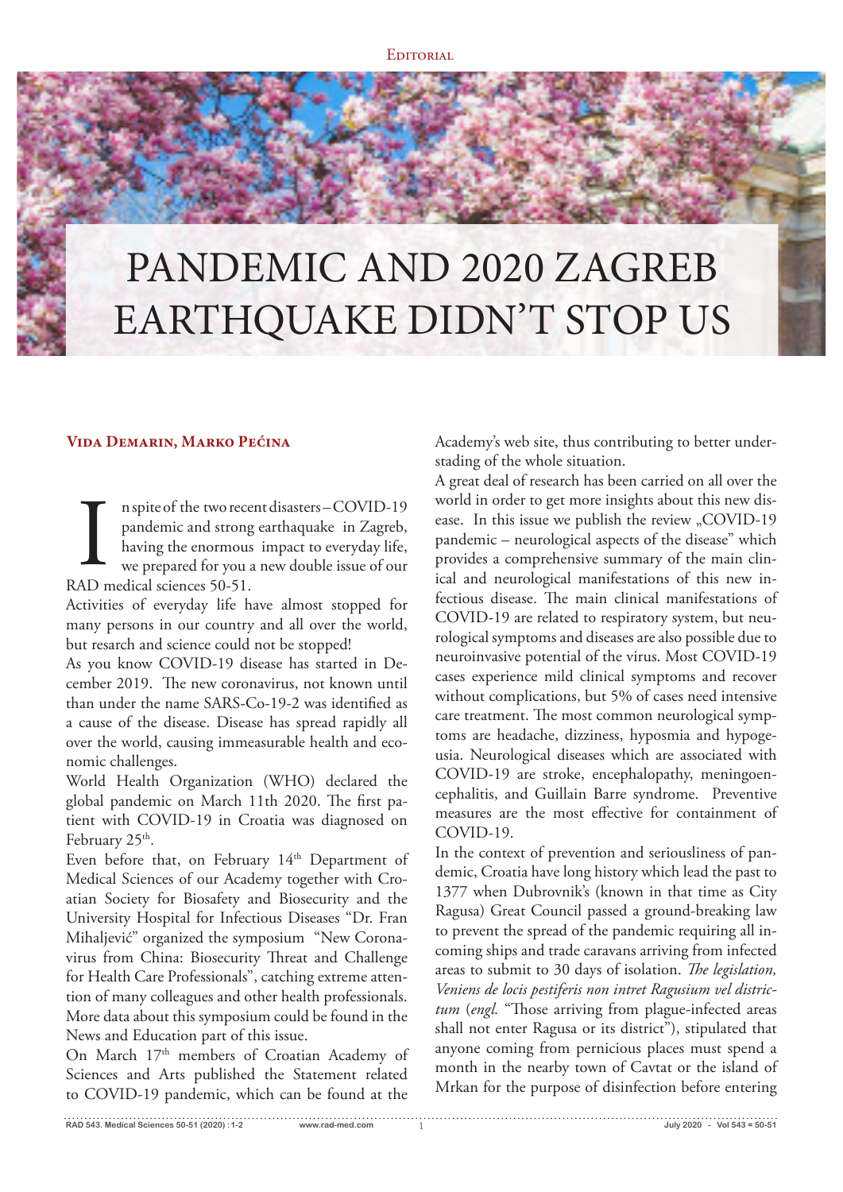EDITORIAL

# PANDEMIC AND 2020 ZAGREB EARTHQUAKE DIDN'T STOP US

**VIDA DEMARIN, MARKO PEĆINA**

In spite of the two recent disasters – COVID-19 pandemic and strong earthquake in Zagreb, having the enormous impact to everyday life, we prepared for you a new double issue of our RAD medical sciences 50-51.

Activities of everyday life have almost stopped for many persons in our country and all over the world, but resarch and science could not be stopped!

As you know COVID-19 disease has started in December 2019. The new coronavirus, not known until than under the name SARS-Co-19-2 was identified as a cause of the disease. Disease has spread rapidly all over the world, causing immeasurable health and economic challenges.

World Health Organization (WHO) declared the global pandemic on March 11th 2020. The first patient with COVID-19 in Croatia was diagnosed on February 25th.

Even before that, on February 14th Department of Medical Sciences of our Academy together with Croatian Society for Biosafety and Biosecurity and the University Hospital for Infectious Diseases "Dr. Fran Mihaljević" organized the symposium "New Coronavirus from China: Biosecurity Threat and Challenge for Health Care Professionals", catching extreme attention of many colleagues and other health professionals. More data about this symposium could be found in the News and Education part of this issue.

On March 17th members of Croatian Academy of Sciences and Arts published the Statement related to COVID-19 pandemic, which can be found at the Academy's web site, thus contributing to better understading of the whole situation.

A great deal of research has been carried on all over the world in order to get more insights about this new disease. In this issue we publish the review „COVID-19 pandemic – neurological aspects of the disease" which provides a comprehensive summary of the main clinical and neurological manifestations of this new infectious disease. The main clinical manifestations of COVID-19 are related to respiratory system, but neurological symptoms and diseases are also possible due to neuroinvasive potential of the virus. Most COVID-19 cases experience mild clinical symptoms and recover without complications, but 5% of cases need intensive care treatment. The most common neurological symptoms are headache, dizziness, hyposmia and hypogeusia. Neurological diseases which are associated with COVID-19 are stroke, encephalopathy, meningoencephalitis, and Guillain Barre syndrome. Preventive measures are the most effective for containment of COVID-19.

In the context of prevention and seriousliness of pandemic, Croatia have long history which lead the past to 1377 when Dubrovnik's (known in that time as City Ragusa) Great Council passed a ground-breaking law to prevent the spread of the pandemic requiring all incoming ships and trade caravans arriving from infected areas to submit to 30 days of isolation. *The legislation, Veniens de locis pestiferis non intret Ragusium vel districtum* (*engl.* "Those arriving from plague-infected areas shall not enter Ragusa or its district"), stipulated that anyone coming from pernicious places must spend a month in the nearby town of Cavtat or the island of Mrkan for the purpose of disinfection before entering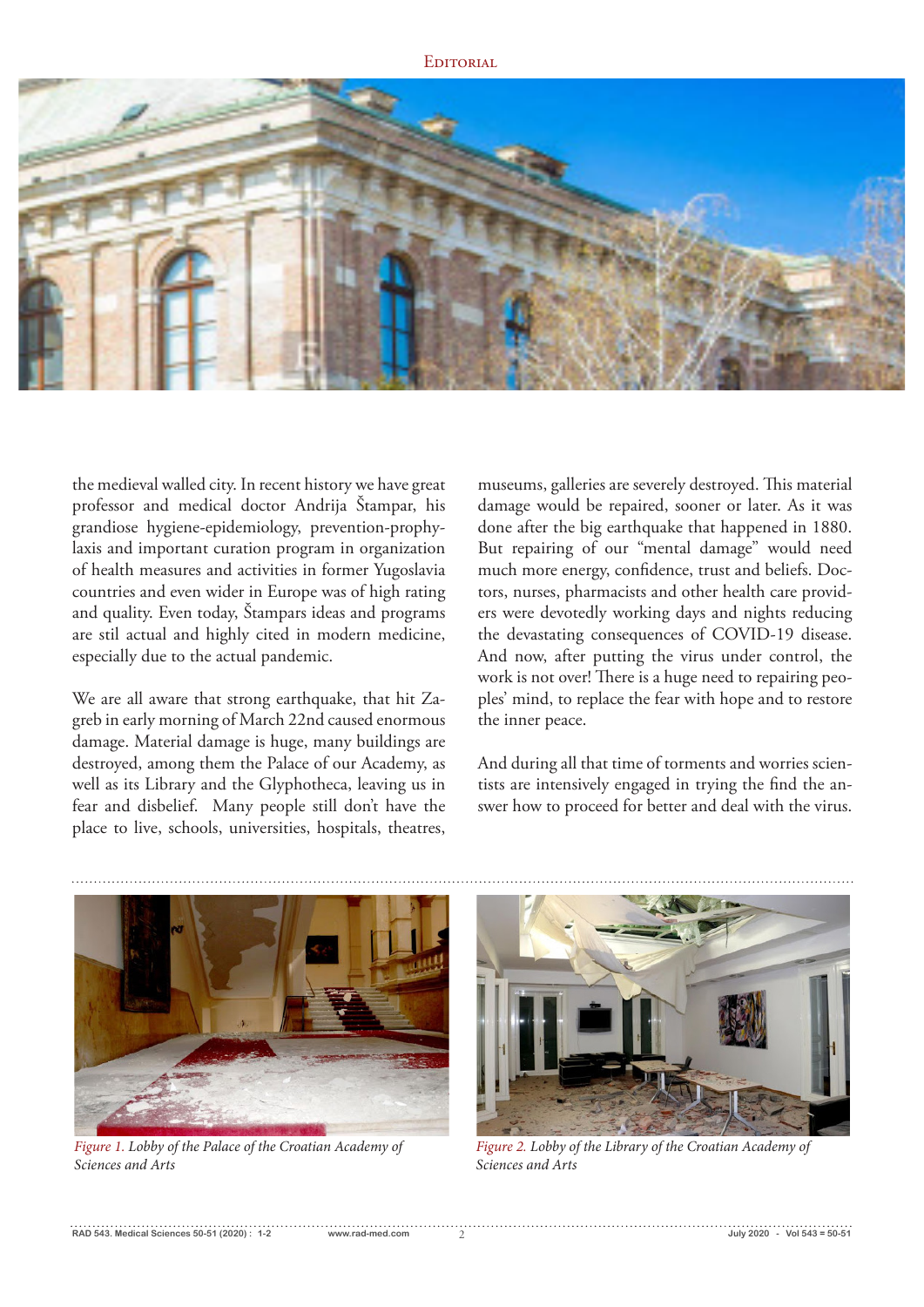the medieval walled city. In recent history we have great professor and medical doctor Andrija Štampar, his grandiose hygiene-epidemiology, prevention-prophylaxis and important curation program in organization of health measures and activities in former Yugoslavia countries and even wider in Europe was of high rating and quality. Even today, Štampars ideas and programs are stil actual and highly cited in modern medicine, especially due to the actual pandemic.

We are all aware that strong earthquake, that hit Zagreb in early morning of March 22nd caused enormous damage. Material damage is huge, many buildings are destroyed, among them the Palace of our Academy, as well as its Library and the Glyphotheca, leaving us in fear and disbelief. Many people still don't have the place to live, schools, universities, hospitals, theatres, museums, galleries are severely destroyed. This material damage would be repaired, sooner or later. As it was done after the big earthquake that happened in 1880. But repairing of our "mental damage" would need much more energy, confidence, trust and beliefs. Doctors, nurses, pharmacists and other health care providers were devotedly working days and nights reducing the devastating consequences of COVID-19 disease. And now, after putting the virus under control, the work is not over! There is a huge need to repairing peoples' mind, to replace the fear with hope and to restore the inner peace.

And during all that time of torments and worries scientists are intensively engaged in trying the find the answer how to proceed for better and deal with the virus.

*Figure 1. Lobby of the Palace of the Croatian Academy of Sciences and Arts*

*Figure 2. Lobby of the Library of the Croatian Academy of Sciences and Arts*